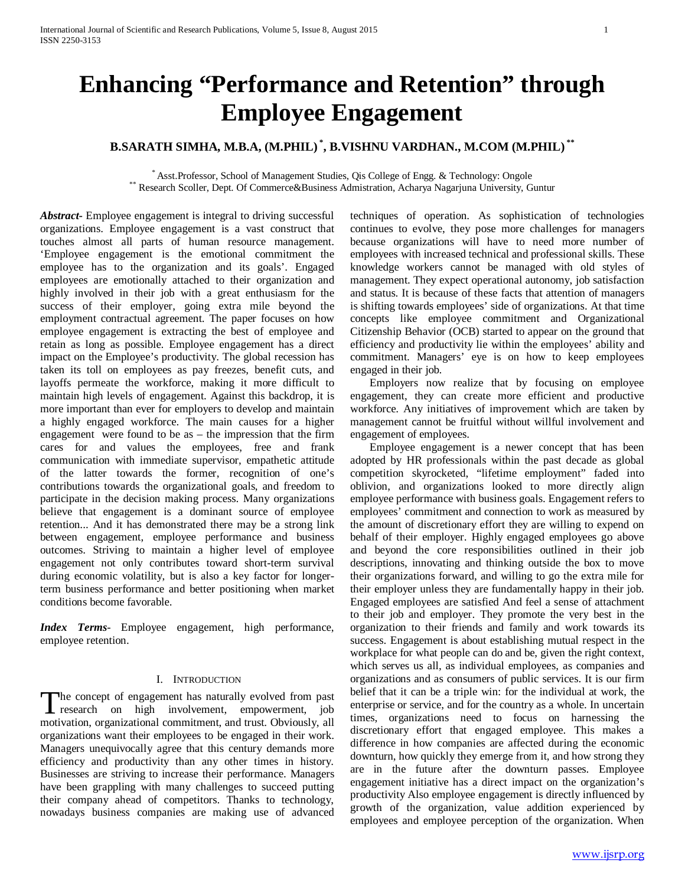# Enhancing “Performance and Retention” through Employee Engagement

**B.SARATH SIMHA, M.B.A, (M.PHIL) [*], B.VISHNU VARDHAN., M.COM (M.PHIL) [**]**

[*] Asst.Professor, School of Management Studies, Qis College of Engg. & Technology: Ongole
[**] Research Scoller, Dept. Of Commerce&Business Admistration, Acharya Nagarjuna University, Guntur

***Abstract-*** Employee engagement is integral to driving successful organizations. Employee engagement is a vast construct that touches almost all parts of human resource management. ‘Employee engagement is the emotional commitment the employee has to the organization and its goals’. Engaged employees are emotionally attached to their organization and highly involved in their job with a great enthusiasm for the success of their employer, going extra mile beyond the employment contractual agreement. The paper focuses on how employee engagement is extracting the best of employee and retain as long as possible. Employee engagement has a direct impact on the Employee’s productivity. The global recession has taken its toll on employees as pay freezes, benefit cuts, and layoffs permeate the workforce, making it more difficult to maintain high levels of engagement. Against this backdrop, it is more important than ever for employers to develop and maintain a highly engaged workforce. The main causes for a higher engagement were found to be as – the impression that the firm cares for and values the employees, free and frank communication with immediate supervisor, empathetic attitude of the latter towards the former, recognition of one’s contributions towards the organizational goals, and freedom to participate in the decision making process. Many organizations believe that engagement is a dominant source of employee retention... And it has demonstrated there may be a strong link between engagement, employee performance and business outcomes. Striving to maintain a higher level of employee engagement not only contributes toward short-term survival during economic volatility, but is also a key factor for longer-term business performance and better positioning when market conditions become favorable.

***Index Terms-*** Employee engagement, high performance, employee retention.

## I. Introduction

The concept of engagement has naturally evolved from past research on high involvement, empowerment, job motivation, organizational commitment, and trust. Obviously, all organizations want their employees to be engaged in their work. Managers unequivocally agree that this century demands more efficiency and productivity than any other times in history. Businesses are striving to increase their performance. Managers have been grappling with many challenges to succeed putting their company ahead of competitors. Thanks to technology, nowadays business companies are making use of advanced techniques of operation. As sophistication of technologies continues to evolve, they pose more challenges for managers because organizations will have to need more number of employees with increased technical and professional skills. These knowledge workers cannot be managed with old styles of management. They expect operational autonomy, job satisfaction and status. It is because of these facts that attention of managers is shifting towards employees’ side of organizations. At that time concepts like employee commitment and Organizational Citizenship Behavior (OCB) started to appear on the ground that efficiency and productivity lie within the employees’ ability and commitment. Managers’ eye is on how to keep employees engaged in their job.

Employers now realize that by focusing on employee engagement, they can create more efficient and productive workforce. Any initiatives of improvement which are taken by management cannot be fruitful without willful involvement and engagement of employees.

Employee engagement is a newer concept that has been adopted by HR professionals within the past decade as global competition skyrocketed, “lifetime employment” faded into oblivion, and organizations looked to more directly align employee performance with business goals. Engagement refers to employees’ commitment and connection to work as measured by the amount of discretionary effort they are willing to expend on behalf of their employer. Highly engaged employees go above and beyond the core responsibilities outlined in their job descriptions, innovating and thinking outside the box to move their organizations forward, and willing to go the extra mile for their employer unless they are fundamentally happy in their job. Engaged employees are satisfied And feel a sense of attachment to their job and employer. They promote the very best in the organization to their friends and family and work towards its success. Engagement is about establishing mutual respect in the workplace for what people can do and be, given the right context, which serves us all, as individual employees, as companies and organizations and as consumers of public services. It is our firm belief that it can be a triple win: for the individual at work, the enterprise or service, and for the country as a whole. In uncertain times, organizations need to focus on harnessing the discretionary effort that engaged employee. This makes a difference in how companies are affected during the economic downturn, how quickly they emerge from it, and how strong they are in the future after the downturn passes. Employee engagement initiative has a direct impact on the organization’s productivity Also employee engagement is directly influenced by growth of the organization, value addition experienced by employees and employee perception of the organization. When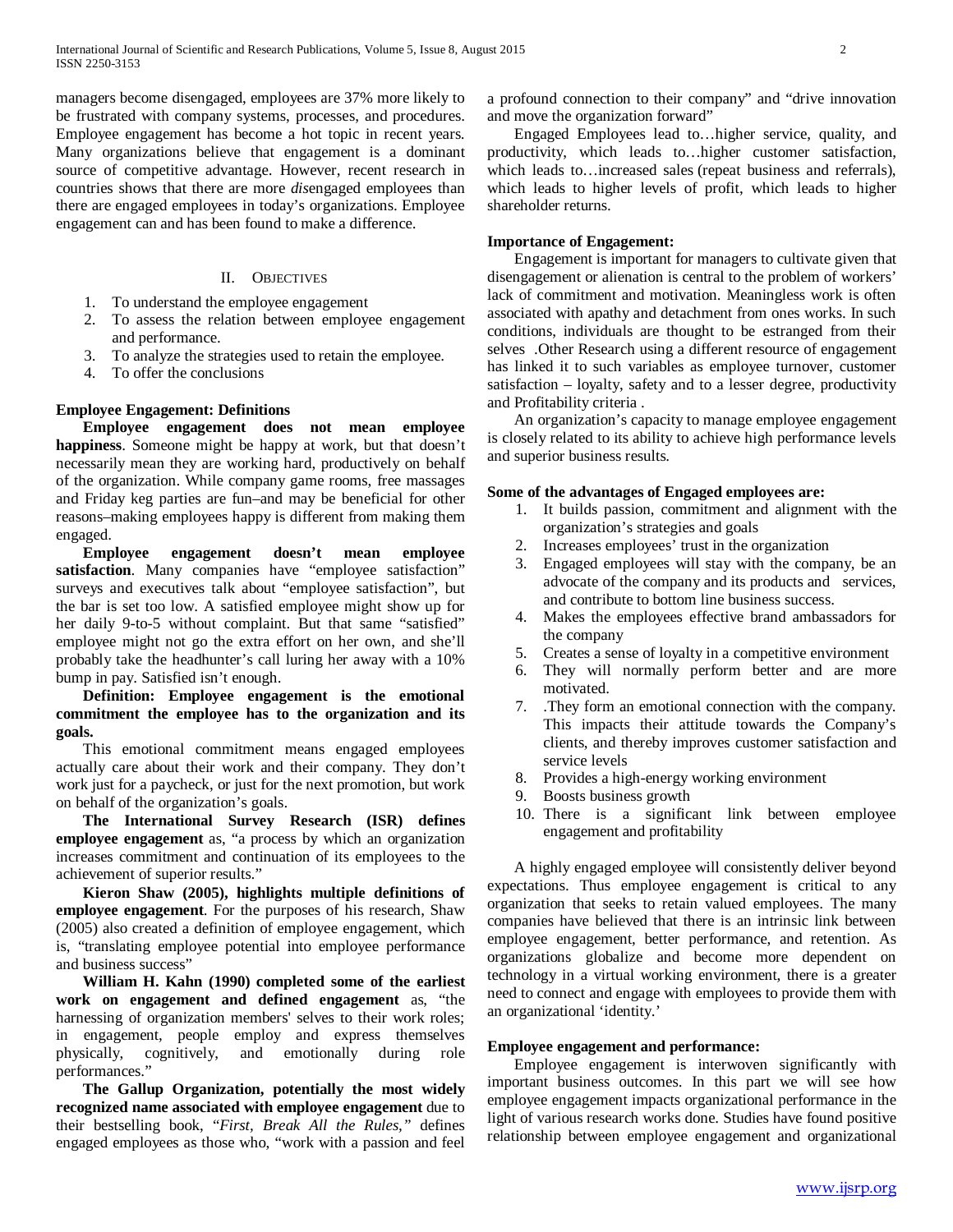managers become disengaged, employees are 37% more likely to be frustrated with company systems, processes, and procedures. Employee engagement has become a hot topic in recent years. Many organizations believe that engagement is a dominant source of competitive advantage. However, recent research in countries shows that there are more *dis*engaged employees than there are engaged employees in today's organizations. Employee engagement can and has been found to make a difference.

## II. Objectives

1. To understand the employee engagement
2. To assess the relation between employee engagement and performance.
3. To analyze the strategies used to retain the employee.
4. To offer the conclusions

**Employee Engagement: Definitions**

**Employee engagement does not mean employee happiness**. Someone might be happy at work, but that doesn't necessarily mean they are working hard, productively on behalf of the organization. While company game rooms, free massages and Friday keg parties are fun–and may be beneficial for other reasons–making employees happy is different from making them engaged.

**Employee engagement doesn't mean employee satisfaction**. Many companies have "employee satisfaction" surveys and executives talk about "employee satisfaction", but the bar is set too low. A satisfied employee might show up for her daily 9-to-5 without complaint. But that same "satisfied" employee might not go the extra effort on her own, and she'll probably take the headhunter's call luring her away with a 10% bump in pay. Satisfied isn't enough.

**Definition: Employee engagement is the emotional commitment the employee has to the organization and its goals.**

This emotional commitment means engaged employees actually care about their work and their company. They don't work just for a paycheck, or just for the next promotion, but work on behalf of the organization's goals.

**The International Survey Research (ISR) defines employee engagement** as, "a process by which an organization increases commitment and continuation of its employees to the achievement of superior results."

**Kieron Shaw (2005), highlights multiple definitions of employee engagement**. For the purposes of his research, Shaw (2005) also created a definition of employee engagement, which is, "translating employee potential into employee performance and business success"

**William H. Kahn (1990) completed some of the earliest work on engagement and defined engagement** as, "the harnessing of organization members' selves to their work roles; in engagement, people employ and express themselves physically, cognitively, and emotionally during role performances."

**The Gallup Organization, potentially the most widely recognized name associated with employee engagement** due to their bestselling book, "*First, Break All the Rules,"* defines engaged employees as those who, "work with a passion and feel a profound connection to their company" and "drive innovation and move the organization forward"

Engaged Employees lead to…higher service, quality, and productivity, which leads to…higher customer satisfaction, which leads to…increased sales (repeat business and referrals), which leads to higher levels of profit, which leads to higher shareholder returns.

**Importance of Engagement:**

Engagement is important for managers to cultivate given that disengagement or alienation is central to the problem of workers' lack of commitment and motivation. Meaningless work is often associated with apathy and detachment from ones works. In such conditions, individuals are thought to be estranged from their selves .Other Research using a different resource of engagement has linked it to such variables as employee turnover, customer satisfaction – loyalty, safety and to a lesser degree, productivity and Profitability criteria .

An organization's capacity to manage employee engagement is closely related to its ability to achieve high performance levels and superior business results.

**Some of the advantages of Engaged employees are:**

1. It builds passion, commitment and alignment with the organization's strategies and goals
2. Increases employees' trust in the organization
3. Engaged employees will stay with the company, be an advocate of the company and its products and services, and contribute to bottom line business success.
4. Makes the employees effective brand ambassadors for the company
5. Creates a sense of loyalty in a competitive environment
6. They will normally perform better and are more motivated.
7. .They form an emotional connection with the company. This impacts their attitude towards the Company's clients, and thereby improves customer satisfaction and service levels
8. Provides a high-energy working environment
9. Boosts business growth
10. There is a significant link between employee engagement and profitability

A highly engaged employee will consistently deliver beyond expectations. Thus employee engagement is critical to any organization that seeks to retain valued employees. The many companies have believed that there is an intrinsic link between employee engagement, better performance, and retention. As organizations globalize and become more dependent on technology in a virtual working environment, there is a greater need to connect and engage with employees to provide them with an organizational 'identity.'

**Employee engagement and performance:**

Employee engagement is interwoven significantly with important business outcomes. In this part we will see how employee engagement impacts organizational performance in the light of various research works done. Studies have found positive relationship between employee engagement and organizational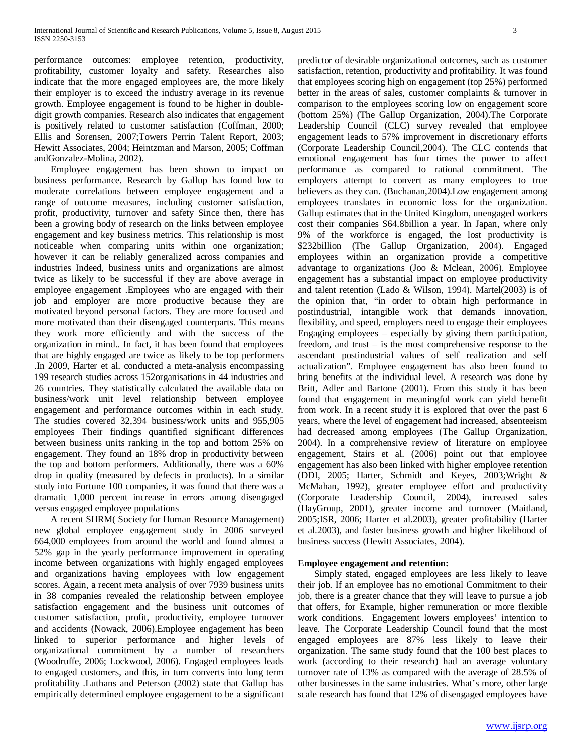performance outcomes: employee retention, productivity, profitability, customer loyalty and safety. Researches also indicate that the more engaged employees are, the more likely their employer is to exceed the industry average in its revenue growth. Employee engagement is found to be higher in double-digit growth companies. Research also indicates that engagement is positively related to customer satisfaction (Coffman, 2000; Ellis and Sorensen, 2007;Towers Perrin Talent Report, 2003; Hewitt Associates, 2004; Heintzman and Marson, 2005; Coffman andGonzalez-Molina, 2002).

Employee engagement has been shown to impact on business performance. Research by Gallup has found low to moderate correlations between employee engagement and a range of outcome measures, including customer satisfaction, profit, productivity, turnover and safety Since then, there has been a growing body of research on the links between employee engagement and key business metrics. This relationship is most noticeable when comparing units within one organization; however it can be reliably generalized across companies and industries Indeed, business units and organizations are almost twice as likely to be successful if they are above average in employee engagement .Employees who are engaged with their job and employer are more productive because they are motivated beyond personal factors. They are more focused and more motivated than their disengaged counterparts. This means they work more efficiently and with the success of the organization in mind.. In fact, it has been found that employees that are highly engaged are twice as likely to be top performers .In 2009, Harter et al. conducted a meta-analysis encompassing 199 research studies across 152organisations in 44 industries and 26 countries. They statistically calculated the available data on business/work unit level relationship between employee engagement and performance outcomes within in each study. The studies covered 32,394 business/work units and 955,905 employees Their findings quantified significant differences between business units ranking in the top and bottom 25% on engagement. They found an 18% drop in productivity between the top and bottom performers. Additionally, there was a 60% drop in quality (measured by defects in products). In a similar study into Fortune 100 companies, it was found that there was a dramatic 1,000 percent increase in errors among disengaged versus engaged employee populations

A recent SHRM( Society for Human Resource Management) new global employee engagement study in 2006 surveyed 664,000 employees from around the world and found almost a 52% gap in the yearly performance improvement in operating income between organizations with highly engaged employees and organizations having employees with low engagement scores. Again, a recent meta analysis of over 7939 business units in 38 companies revealed the relationship between employee satisfaction engagement and the business unit outcomes of customer satisfaction, profit, productivity, employee turnover and accidents (Nowack, 2006).Employee engagement has been linked to superior performance and higher levels of organizational commitment by a number of researchers (Woodruffe, 2006; Lockwood, 2006). Engaged employees leads to engaged customers, and this, in turn converts into long term profitability .Luthans and Peterson (2002) state that Gallup has empirically determined employee engagement to be a significant predictor of desirable organizational outcomes, such as customer satisfaction, retention, productivity and profitability. It was found that employees scoring high on engagement (top 25%) performed better in the areas of sales, customer complaints & turnover in comparison to the employees scoring low on engagement score (bottom 25%) (The Gallup Organization, 2004).The Corporate Leadership Council (CLC) survey revealed that employee engagement leads to 57% improvement in discretionary efforts (Corporate Leadership Council,2004). The CLC contends that emotional engagement has four times the power to affect performance as compared to rational commitment. The employers attempt to convert as many employees to true believers as they can. (Buchanan,2004).Low engagement among employees translates in economic loss for the organization. Gallup estimates that in the United Kingdom, unengaged workers cost their companies $64.8billion a year. In Japan, where only 9% of the workforce is engaged, the lost productivity is $232billion (The Gallup Organization, 2004). Engaged employees within an organization provide a competitive advantage to organizations (Joo & Mclean, 2006). Employee engagement has a substantial impact on employee productivity and talent retention (Lado & Wilson, 1994). Martel(2003) is of the opinion that, "in order to obtain high performance in postindustrial, intangible work that demands innovation, flexibility, and speed, employers need to engage their employees Engaging employees – especially by giving them participation, freedom, and trust – is the most comprehensive response to the ascendant postindustrial values of self realization and self actualization". Employee engagement has also been found to bring benefits at the individual level. A research was done by Britt, Adler and Bartone (2001). From this study it has been found that engagement in meaningful work can yield benefit from work. In a recent study it is explored that over the past 6 years, where the level of engagement had increased, absenteeism had decreased among employees (The Gallup Organization, 2004). In a comprehensive review of literature on employee engagement, Stairs et al. (2006) point out that employee engagement has also been linked with higher employee retention (DDI, 2005; Harter, Schmidt and Keyes, 2003;Wright & McMahan, 1992), greater employee effort and productivity (Corporate Leadership Council, 2004), increased sales (HayGroup, 2001), greater income and turnover (Maitland, 2005;ISR, 2006; Harter et al.2003), greater profitability (Harter et al.2003), and faster business growth and higher likelihood of business success (Hewitt Associates, 2004).

**Employee engagement and retention:**

Simply stated, engaged employees are less likely to leave their job. If an employee has no emotional Commitment to their job, there is a greater chance that they will leave to pursue a job that offers, for Example, higher remuneration or more flexible work conditions. Engagement lowers employees' intention to leave. The Corporate Leadership Council found that the most engaged employees are 87% less likely to leave their organization. The same study found that the 100 best places to work (according to their research) had an average voluntary turnover rate of 13% as compared with the average of 28.5% of other businesses in the same industries. What's more, other large scale research has found that 12% of disengaged employees have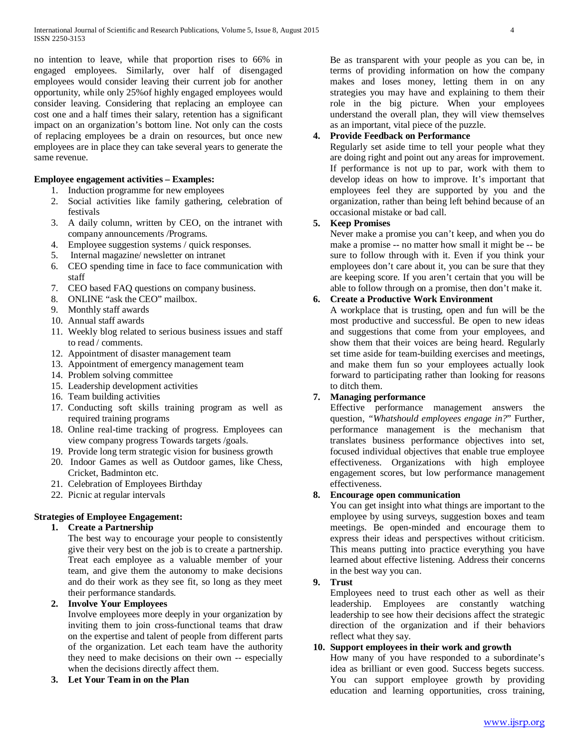no intention to leave, while that proportion rises to 66% in engaged employees. Similarly, over half of disengaged employees would consider leaving their current job for another opportunity, while only 25%of highly engaged employees would consider leaving. Considering that replacing an employee can cost one and a half times their salary, retention has a significant impact on an organization's bottom line. Not only can the costs of replacing employees be a drain on resources, but once new employees are in place they can take several years to generate the same revenue.

**Employee engagement activities – Examples:**

1. Induction programme for new employees
2. Social activities like family gathering, celebration of festivals
3. A daily column, written by CEO, on the intranet with company announcements /Programs.
4. Employee suggestion systems / quick responses.
5. Internal magazine/ newsletter on intranet
6. CEO spending time in face to face communication with staff
7. CEO based FAQ questions on company business.
8. ONLINE "ask the CEO" mailbox.
9. Monthly staff awards
10. Annual staff awards
11. Weekly blog related to serious business issues and staff to read / comments.
12. Appointment of disaster management team
13. Appointment of emergency management team
14. Problem solving committee
15. Leadership development activities
16. Team building activities
17. Conducting soft skills training program as well as required training programs
18. Online real-time tracking of progress. Employees can view company progress Towards targets /goals.
19. Provide long term strategic vision for business growth
20. Indoor Games as well as Outdoor games, like Chess, Cricket, Badminton etc.
21. Celebration of Employees Birthday
22. Picnic at regular intervals

**Strategies of Employee Engagement:**

1. **Create a Partnership**
   The best way to encourage your people to consistently give their very best on the job is to create a partnership. Treat each employee as a valuable member of your team, and give them the autonomy to make decisions and do their work as they see fit, so long as they meet their performance standards.
2. **Involve Your Employees**
   Involve employees more deeply in your organization by inviting them to join cross-functional teams that draw on the expertise and talent of people from different parts of the organization. Let each team have the authority they need to make decisions on their own -- especially when the decisions directly affect them.
3. **Let Your Team in on the Plan**
   Be as transparent with your people as you can be, in terms of providing information on how the company makes and loses money, letting them in on any strategies you may have and explaining to them their role in the big picture. When your employees understand the overall plan, they will view themselves as an important, vital piece of the puzzle.
4. **Provide Feedback on Performance**
   Regularly set aside time to tell your people what they are doing right and point out any areas for improvement. If performance is not up to par, work with them to develop ideas on how to improve. It's important that employees feel they are supported by you and the organization, rather than being left behind because of an occasional mistake or bad call.
5. **Keep Promises**
   Never make a promise you can't keep, and when you do make a promise -- no matter how small it might be -- be sure to follow through with it. Even if you think your employees don't care about it, you can be sure that they are keeping score. If you aren't certain that you will be able to follow through on a promise, then don't make it.
6. **Create a Productive Work Environment**
   A workplace that is trusting, open and fun will be the most productive and successful. Be open to new ideas and suggestions that come from your employees, and show them that their voices are being heard. Regularly set time aside for team-building exercises and meetings, and make them fun so your employees actually look forward to participating rather than looking for reasons to ditch them.
7. **Managing performance**
   Effective performance management answers the question, *"Whatshould employees engage in?"* Further, performance management is the mechanism that translates business performance objectives into set, focused individual objectives that enable true employee effectiveness. Organizations with high employee engagement scores, but low performance management effectiveness.
8. **Encourage open communication**
   You can get insight into what things are important to the employee by using surveys, suggestion boxes and team meetings. Be open-minded and encourage them to express their ideas and perspectives without criticism. This means putting into practice everything you have learned about effective listening. Address their concerns in the best way you can.
9. **Trust**
   Employees need to trust each other as well as their leadership. Employees are constantly watching leadership to see how their decisions affect the strategic direction of the organization and if their behaviors reflect what they say.
10. **Support employees in their work and growth**
    How many of you have responded to a subordinate's idea as brilliant or even good. Success begets success. You can support employee growth by providing education and learning opportunities, cross training,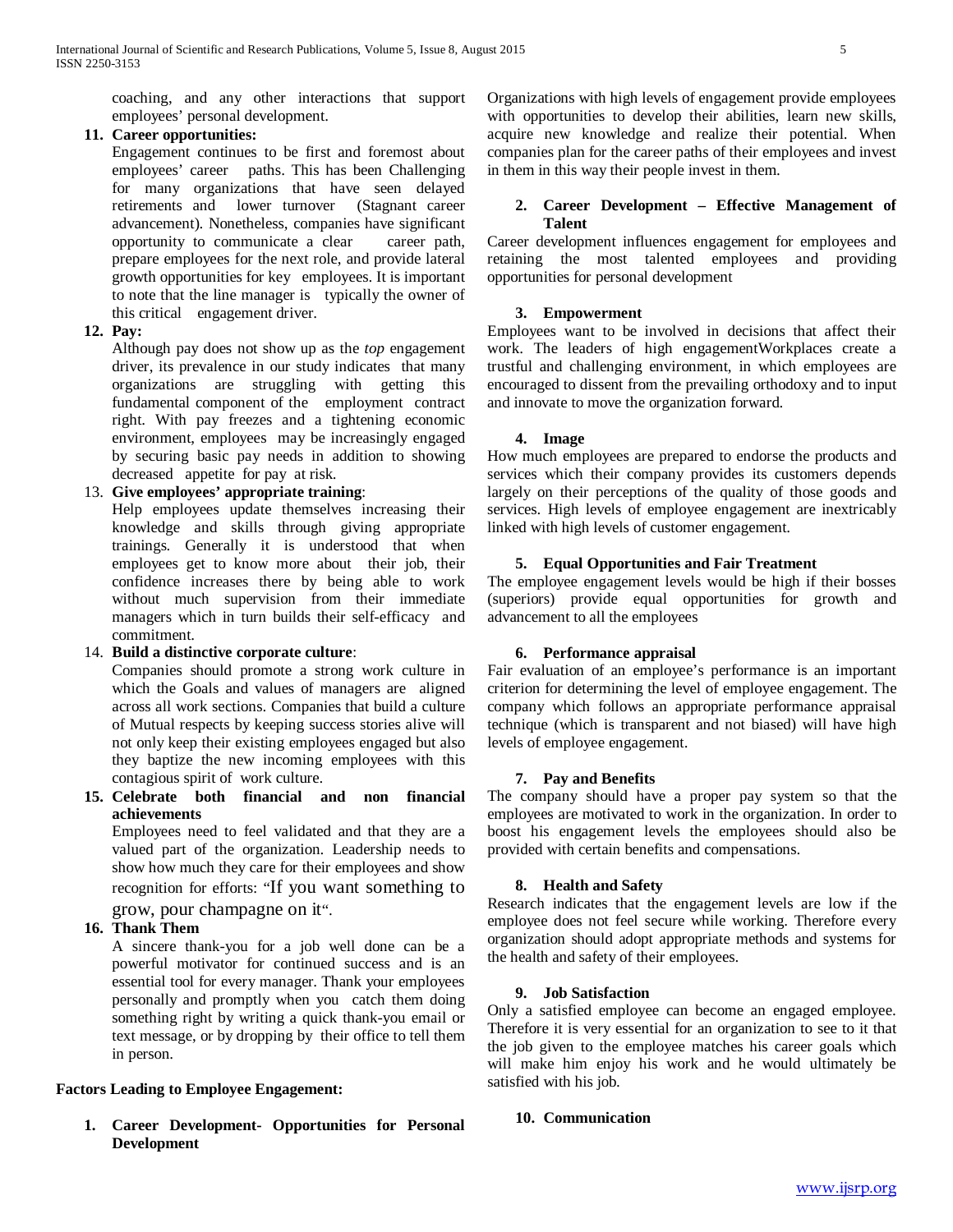coaching, and any other interactions that support employees' personal development.

11. **Career opportunities:**
    Engagement continues to be first and foremost about employees' career paths. This has been Challenging for many organizations that have seen delayed retirements and lower turnover (Stagnant career advancement). Nonetheless, companies have significant opportunity to communicate a clear career path, prepare employees for the next role, and provide lateral growth opportunities for key employees. It is important to note that the line manager is typically the owner of this critical engagement driver.
12. **Pay:**
    Although pay does not show up as the *top* engagement driver, its prevalence in our study indicates that many organizations are struggling with getting this fundamental component of the employment contract right. With pay freezes and a tightening economic environment, employees may be increasingly engaged by securing basic pay needs in addition to showing decreased appetite for pay at risk.
13. **Give employees' appropriate training**:
    Help employees update themselves increasing their knowledge and skills through giving appropriate trainings. Generally it is understood that when employees get to know more about their job, their confidence increases there by being able to work without much supervision from their immediate managers which in turn builds their self-efficacy and commitment.
14. **Build a distinctive corporate culture**:
    Companies should promote a strong work culture in which the Goals and values of managers are aligned across all work sections. Companies that build a culture of Mutual respects by keeping success stories alive will not only keep their existing employees engaged but also they baptize the new incoming employees with this contagious spirit of work culture.
15. **Celebrate both financial and non financial achievements**
    Employees need to feel validated and that they are a valued part of the organization. Leadership needs to show how much they care for their employees and show recognition for efforts: "If you want something to grow, pour champagne on it".
16. **Thank Them**
    A sincere thank-you for a job well done can be a powerful motivator for continued success and is an essential tool for every manager. Thank your employees personally and promptly when you catch them doing something right by writing a quick thank-you email or text message, or by dropping by their office to tell them in person.

**Factors Leading to Employee Engagement:**

1. **Career Development- Opportunities for Personal Development**

Organizations with high levels of engagement provide employees with opportunities to develop their abilities, learn new skills, acquire new knowledge and realize their potential. When companies plan for the career paths of their employees and invest in them in this way their people invest in them.

2. **Career Development – Effective Management of Talent**

Career development influences engagement for employees and retaining the most talented employees and providing opportunities for personal development

3. **Empowerment**

Employees want to be involved in decisions that affect their work. The leaders of high engagementWorkplaces create a trustful and challenging environment, in which employees are encouraged to dissent from the prevailing orthodoxy and to input and innovate to move the organization forward.

4. **Image**

How much employees are prepared to endorse the products and services which their company provides its customers depends largely on their perceptions of the quality of those goods and services. High levels of employee engagement are inextricably linked with high levels of customer engagement.

5. **Equal Opportunities and Fair Treatment**

The employee engagement levels would be high if their bosses (superiors) provide equal opportunities for growth and advancement to all the employees

6. **Performance appraisal**

Fair evaluation of an employee's performance is an important criterion for determining the level of employee engagement. The company which follows an appropriate performance appraisal technique (which is transparent and not biased) will have high levels of employee engagement.

7. **Pay and Benefits**

The company should have a proper pay system so that the employees are motivated to work in the organization. In order to boost his engagement levels the employees should also be provided with certain benefits and compensations.

8. **Health and Safety**

Research indicates that the engagement levels are low if the employee does not feel secure while working. Therefore every organization should adopt appropriate methods and systems for the health and safety of their employees.

9. **Job Satisfaction**

Only a satisfied employee can become an engaged employee. Therefore it is very essential for an organization to see to it that the job given to the employee matches his career goals which will make him enjoy his work and he would ultimately be satisfied with his job.

10. **Communication**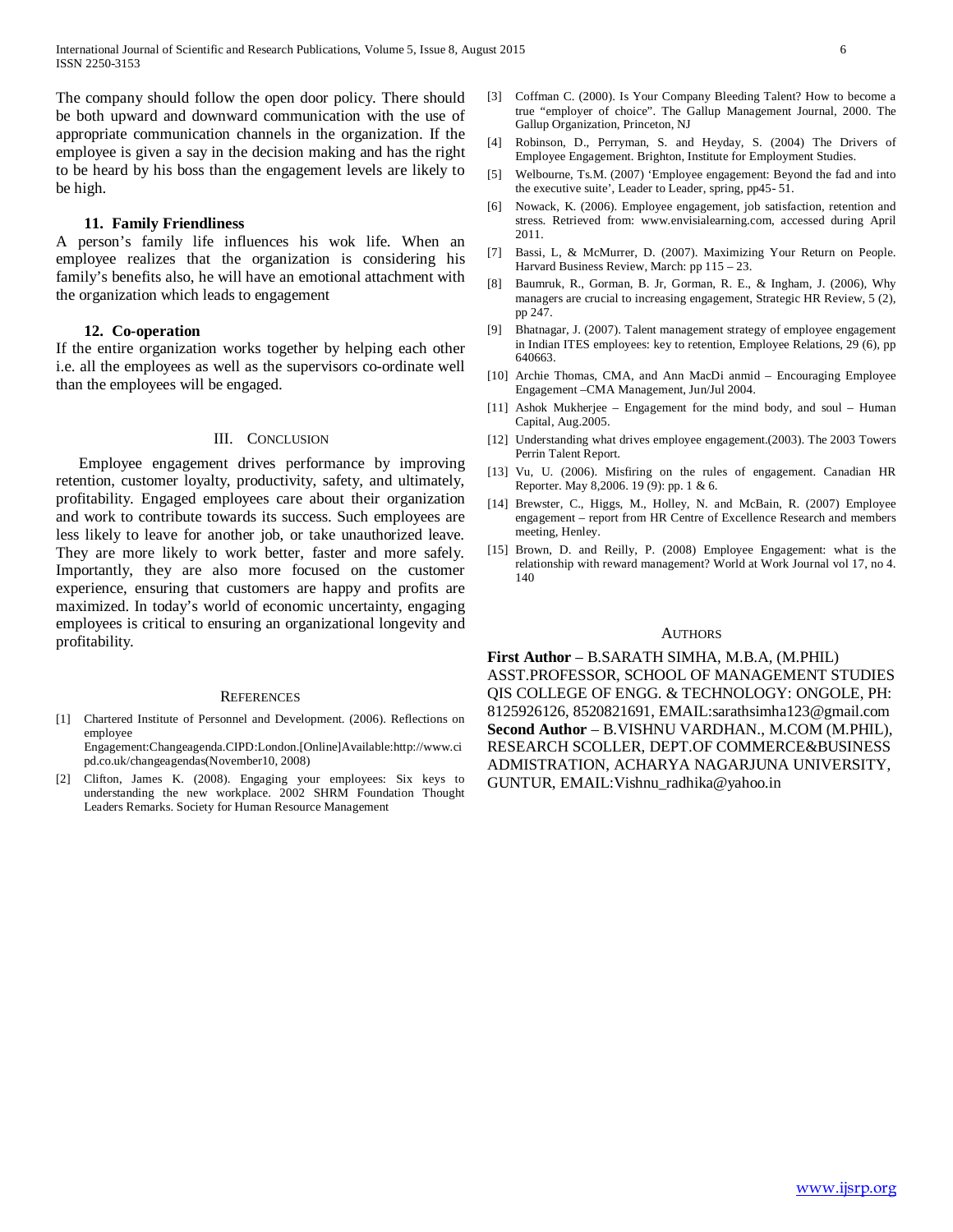The company should follow the open door policy. There should be both upward and downward communication with the use of appropriate communication channels in the organization. If the employee is given a say in the decision making and has the right to be heard by his boss than the engagement levels are likely to be high.

### 11. Family Friendliness

A person's family life influences his wok life. When an employee realizes that the organization is considering his family's benefits also, he will have an emotional attachment with the organization which leads to engagement

### 12. Co-operation

If the entire organization works together by helping each other i.e. all the employees as well as the supervisors co-ordinate well than the employees will be engaged.

## III. Conclusion

Employee engagement drives performance by improving retention, customer loyalty, productivity, safety, and ultimately, profitability. Engaged employees care about their organization and work to contribute towards its success. Such employees are less likely to leave for another job, or take unauthorized leave. They are more likely to work better, faster and more safely. Importantly, they are also more focused on the customer experience, ensuring that customers are happy and profits are maximized. In today's world of economic uncertainty, engaging employees is critical to ensuring an organizational longevity and profitability.

## References

[1] Chartered Institute of Personnel and Development. (2006). Reflections on employee Engagement:Changeagenda.CIPD:London.[Online]Available:http://www.cipd.co.uk/changeagendas(November10, 2008)

[2] Clifton, James K. (2008). Engaging your employees: Six keys to understanding the new workplace. 2002 SHRM Foundation Thought Leaders Remarks. Society for Human Resource Management

[3] Coffman C. (2000). Is Your Company Bleeding Talent? How to become a true "employer of choice". The Gallup Management Journal, 2000. The Gallup Organization, Princeton, NJ

[4] Robinson, D., Perryman, S. and Heyday, S. (2004) The Drivers of Employee Engagement. Brighton, Institute for Employment Studies.

[5] Welbourne, Ts.M. (2007) 'Employee engagement: Beyond the fad and into the executive suite', Leader to Leader, spring, pp45- 51.

[6] Nowack, K. (2006). Employee engagement, job satisfaction, retention and stress. Retrieved from: www.envisialearning.com, accessed during April 2011.

[7] Bassi, L, & McMurrer, D. (2007). Maximizing Your Return on People. Harvard Business Review, March: pp 115 – 23.

[8] Baumruk, R., Gorman, B. Jr, Gorman, R. E., & Ingham, J. (2006), Why managers are crucial to increasing engagement, Strategic HR Review, 5 (2), pp 247.

[9] Bhatnagar, J. (2007). Talent management strategy of employee engagement in Indian ITES employees: key to retention, Employee Relations, 29 (6), pp 640663.

[10] Archie Thomas, CMA, and Ann MacDi anmid – Encouraging Employee Engagement –CMA Management, Jun/Jul 2004.

[11] Ashok Mukherjee – Engagement for the mind body, and soul – Human Capital, Aug.2005.

[12] Understanding what drives employee engagement.(2003). The 2003 Towers Perrin Talent Report.

[13] Vu, U. (2006). Misfiring on the rules of engagement. Canadian HR Reporter. May 8,2006. 19 (9): pp. 1 & 6.

[14] Brewster, C., Higgs, M., Holley, N. and McBain, R. (2007) Employee engagement – report from HR Centre of Excellence Research and members meeting, Henley.

[15] Brown, D. and Reilly, P. (2008) Employee Engagement: what is the relationship with reward management? World at Work Journal vol 17, no 4. 140

## Authors

**First Author** – B.SARATH SIMHA, M.B.A, (M.PHIL) ASST.PROFESSOR, SCHOOL OF MANAGEMENT STUDIES QIS COLLEGE OF ENGG. & TECHNOLOGY: ONGOLE, PH: 8125926126, 8520821691, EMAIL:sarathsimha123@gmail.com

**Second Author** – B.VISHNU VARDHAN., M.COM (M.PHIL), RESEARCH SCOLLER, DEPT.OF COMMERCE&BUSINESS ADMISTRATION, ACHARYA NAGARJUNA UNIVERSITY, GUNTUR, EMAIL:Vishnu_radhika@yahoo.in